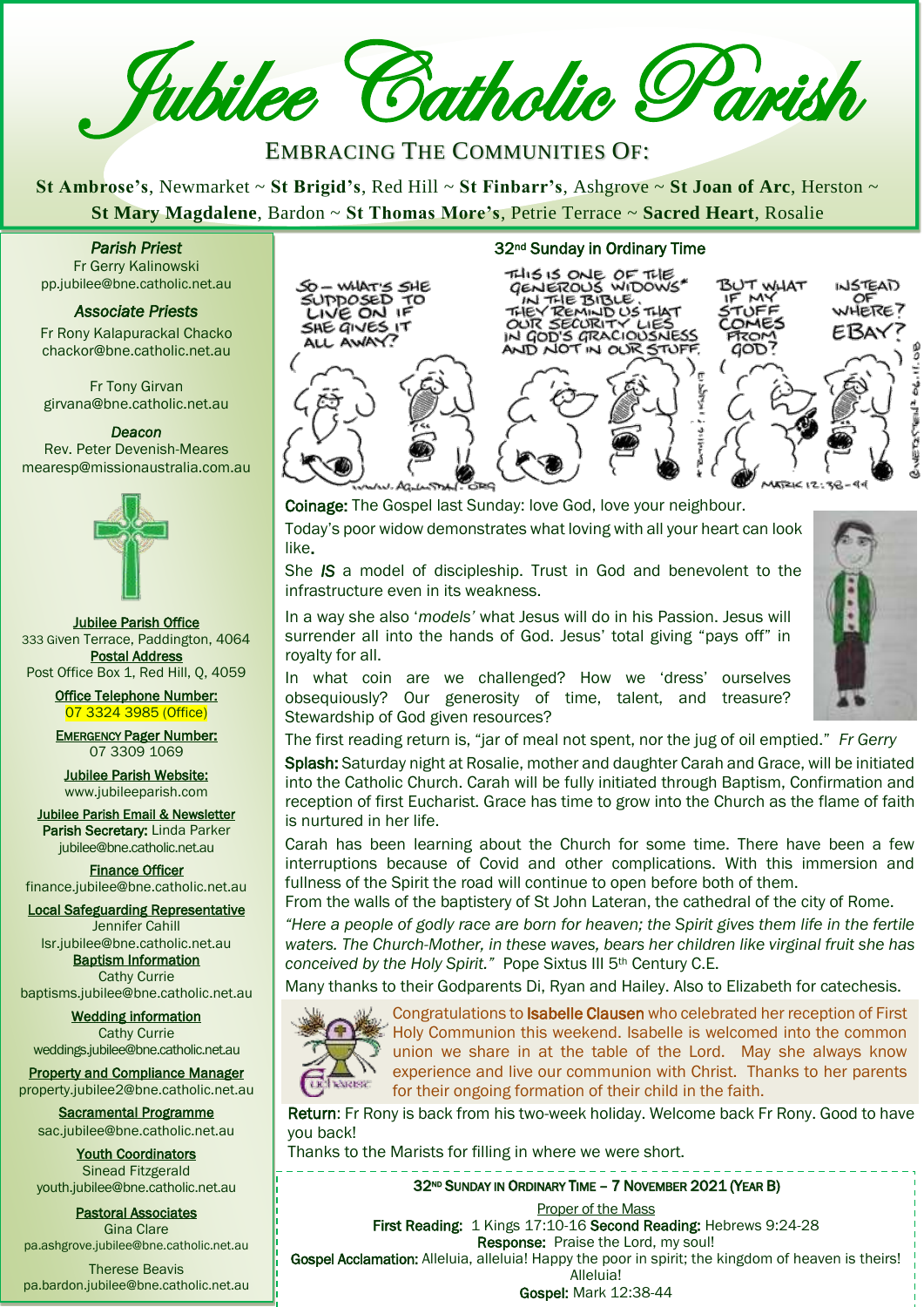# Jubilee Catholic Parish

EMBRACING THE COMMUNITIES OF:

**St Ambrose's**, Newmarket ~ **St Brigid's**, Red Hill ~ **St Finbarr's**, Ashgrove ~ **St Joan of Arc**, Herston ~ **St Mary Magdalene**, Bardon ~ **St Thomas More's**, Petrie Terrace ~ **Sacred Heart**, Rosalie

***Parish Priest***
Fr Gerry Kalinowski
pp.jubilee@bne.catholic.net.au

***Associate Priests***
Fr Rony Kalapurackal Chacko
chackor@bne.catholic.net.au

Fr Tony Girvan
girvana@bne.catholic.net.au

***Deacon***
Rev. Peter Devenish-Meares
mearesp@missionaustralia.com.au

**Jubilee Parish Office**
333 Given Terrace, Paddington, 4064

**Postal Address**
Post Office Box 1, Red Hill, Q, 4059

**Office Telephone Number:**
07 3324 3985 (Office)

**EMERGENCY Pager Number:**
07 3309 1069

**Jubilee Parish Website:**
www.jubileeparish.com

**Jubilee Parish Email & Newsletter**
**Parish Secretary:** Linda Parker
jubilee@bne.catholic.net.au

**Finance Officer**
finance.jubilee@bne.catholic.net.au

**Local Safeguarding Representative**
Jennifer Cahill
lsr.jubilee@bne.catholic.net.au

**Baptism Information**
Cathy Currie
baptisms.jubilee@bne.catholic.net.au

**Wedding information**
Cathy Currie
weddings.jubilee@bne.catholic.net.au

**Property and Compliance Manager**
property.jubilee2@bne.catholic.net.au

**Sacramental Programme**
sac.jubilee@bne.catholic.net.au

**Youth Coordinators**
Sinead Fitzgerald
youth.jubilee@bne.catholic.net.au

**Pastoral Associates**
Gina Clare
pa.ashgrove.jubilee@bne.catholic.net.au

Therese Beavis
pa.bardon.jubilee@bne.catholic.net.au

## 32[nd] Sunday in Ordinary Time

**Coinage:** The Gospel last Sunday: love God, love your neighbour.

Today's poor widow demonstrates what loving with all your heart can look like.

She *IS* a model of discipleship. Trust in God and benevolent to the infrastructure even in its weakness.

In a way she also '*models*' what Jesus will do in his Passion. Jesus will surrender all into the hands of God. Jesus' total giving "pays off" in royalty for all.

In what coin are we challenged? How we 'dress' ourselves obsequiously? Our generosity of time, talent, and treasure? Stewardship of God given resources?

The first reading return is, "jar of meal not spent, nor the jug of oil emptied." *Fr Gerry*

**Splash:** Saturday night at Rosalie, mother and daughter Carah and Grace, will be initiated into the Catholic Church. Carah will be fully initiated through Baptism, Confirmation and reception of first Eucharist. Grace has time to grow into the Church as the flame of faith is nurtured in her life.

Carah has been learning about the Church for some time. There have been a few interruptions because of Covid and other complications. With this immersion and fullness of the Spirit the road will continue to open before both of them.

From the walls of the baptistery of St John Lateran, the cathedral of the city of Rome.

*"Here a people of godly race are born for heaven; the Spirit gives them life in the fertile waters. The Church-Mother, in these waves, bears her children like virginal fruit she has conceived by the Holy Spirit."* Pope Sixtus III 5[th] Century C.E.

Many thanks to their Godparents Di, Ryan and Hailey. Also to Elizabeth for catechesis.

Congratulations to **Isabelle Clausen** who celebrated her reception of First Holy Communion this weekend. Isabelle is welcomed into the common union we share in at the table of the Lord. May she always know experience and live our communion with Christ. Thanks to her parents for their ongoing formation of their child in the faith.

**Return**: Fr Rony is back from his two-week holiday. Welcome back Fr Rony. Good to have you back!

Thanks to the Marists for filling in where we were short.

**32ND SUNDAY IN ORDINARY TIME – 7 NOVEMBER 2021 (YEAR B)**

Proper of the Mass

**First Reading:** 1 Kings 17:10-16 **Second Reading:** Hebrews 9:24-28

**Response:** Praise the Lord, my soul!

**Gospel Acclamation:** Alleluia, alleluia! Happy the poor in spirit; the kingdom of heaven is theirs! Alleluia!

**Gospel:** Mark 12:38-44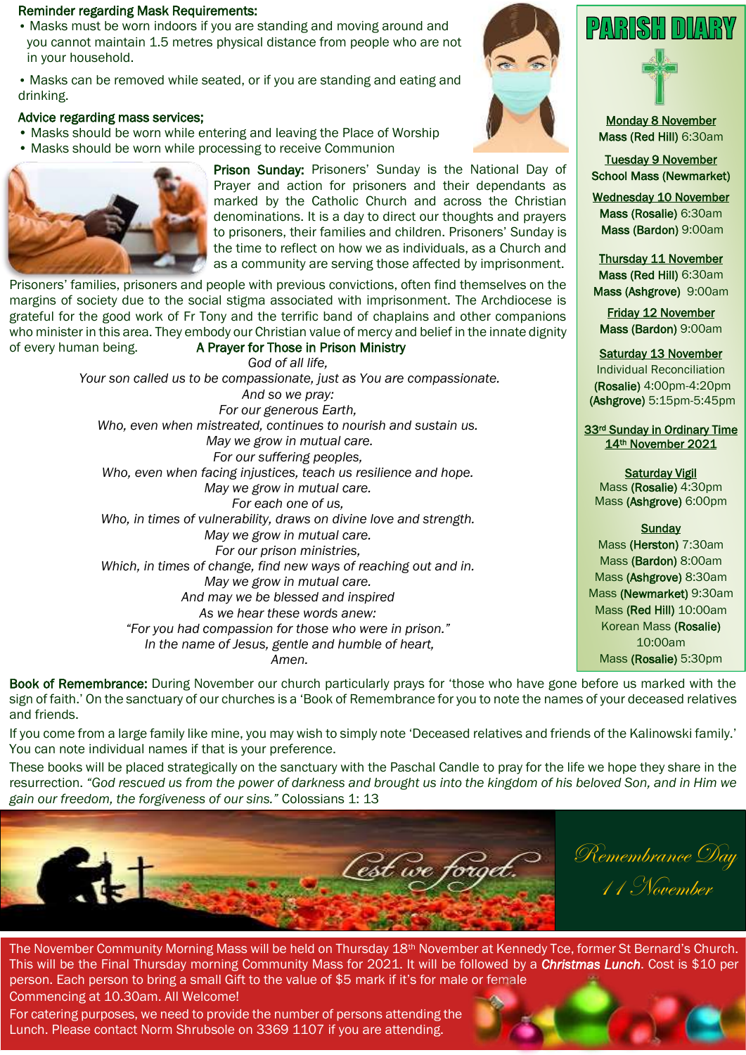## Reminder regarding Mask Requirements:

- Masks must be worn indoors if you are standing and moving around and you cannot maintain 1.5 metres physical distance from people who are not in your household.
- Masks can be removed while seated, or if you are standing and eating and drinking.

## Advice regarding mass services;

- Masks should be worn while entering and leaving the Place of Worship
- Masks should be worn while processing to receive Communion

**Prison Sunday:** Prisoners' Sunday is the National Day of Prayer and action for prisoners and their dependants as marked by the Catholic Church and across the Christian denominations. It is a day to direct our thoughts and prayers to prisoners, their families and children. Prisoners' Sunday is the time to reflect on how we as individuals, as a Church and as a community are serving those affected by imprisonment.

Prisoners' families, prisoners and people with previous convictions, often find themselves on the margins of society due to the social stigma associated with imprisonment. The Archdiocese is grateful for the good work of Fr Tony and the terrific band of chaplains and other companions who minister in this area. They embody our Christian value of mercy and belief in the innate dignity of every human being.

### A Prayer for Those in Prison Ministry

*God of all life,*
*Your son called us to be compassionate, just as You are compassionate.*
*And so we pray:*
*For our generous Earth,*
*Who, even when mistreated, continues to nourish and sustain us.*
*May we grow in mutual care.*
*For our suffering peoples,*
*Who, even when facing injustices, teach us resilience and hope.*
*May we grow in mutual care.*
*For each one of us,*
*Who, in times of vulnerability, draws on divine love and strength.*
*May we grow in mutual care.*
*For our prison ministries,*
*Which, in times of change, find new ways of reaching out and in.*
*May we grow in mutual care.*
*And may we be blessed and inspired*
*As we hear these words anew:*
*"For you had compassion for those who were in prison."*
*In the name of Jesus, gentle and humble of heart,*
*Amen.*

# PARISH DIARY

**Monday 8 November**
Mass (Red Hill) 6:30am

**Tuesday 9 November**
School Mass (Newmarket)

**Wednesday 10 November**
Mass (Rosalie) 6:30am
Mass (Bardon) 9:00am

**Thursday 11 November**
Mass (Red Hill) 6:30am
Mass (Ashgrove) 9:00am

**Friday 12 November**
Mass (Bardon) 9:00am

**Saturday 13 November**
Individual Reconciliation
(Rosalie) 4:00pm-4:20pm
(Ashgrove) 5:15pm-5:45pm

**33rd Sunday in Ordinary Time**
**14th November 2021**

**Saturday Vigil**
Mass (Rosalie) 4:30pm
Mass (Ashgrove) 6:00pm

**Sunday**
Mass (Herston) 7:30am
Mass (Bardon) 8:00am
Mass (Ashgrove) 8:30am
Mass (Newmarket) 9:30am
Mass (Red Hill) 10:00am
Korean Mass (Rosalie) 10:00am
Mass (Rosalie) 5:30pm

**Book of Remembrance:** During November our church particularly prays for 'those who have gone before us marked with the sign of faith.' On the sanctuary of our churches is a 'Book of Remembrance for you to note the names of your deceased relatives and friends.

If you come from a large family like mine, you may wish to simply note 'Deceased relatives and friends of the Kalinowski family.' You can note individual names if that is your preference.

These books will be placed strategically on the sanctuary with the Paschal Candle to pray for the life we hope they share in the resurrection. *"God rescued us from the power of darkness and brought us into the kingdom of his beloved Son, and in Him we gain our freedom, the forgiveness of our sins."* Colossians 1: 13

*Lest we forget.*

*Remembrance Day*
*11 November*

The November Community Morning Mass will be held on Thursday 18th November at Kennedy Tce, former St Bernard's Church. This will be the Final Thursday morning Community Mass for 2021. It will be followed by a ***Christmas Lunch***. Cost is $10 per person. Each person to bring a small Gift to the value of $5 mark if it's for male or female
Commencing at 10.30am. All Welcome!

For catering purposes, we need to provide the number of persons attending the Lunch. Please contact Norm Shrubsole on 3369 1107 if you are attending.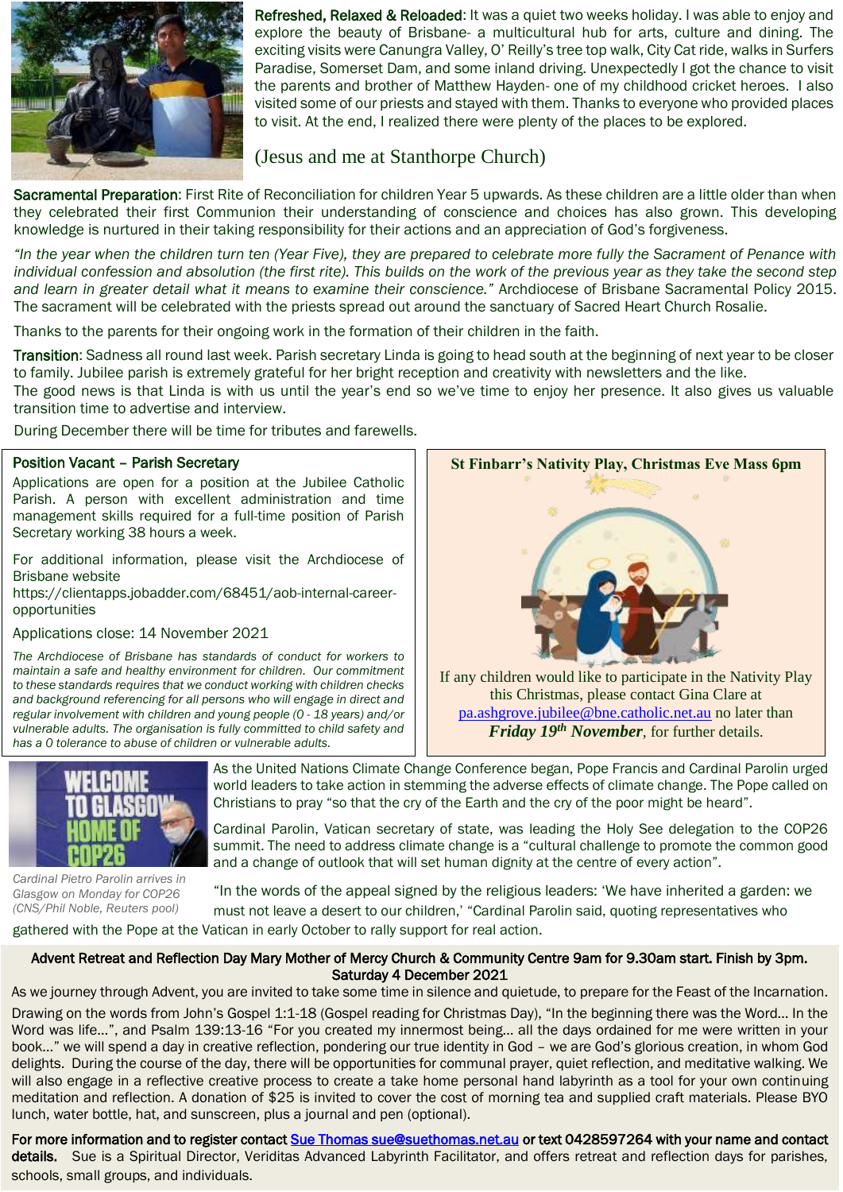**Refreshed, Relaxed & Reloaded**: It was a quiet two weeks holiday. I was able to enjoy and explore the beauty of Brisbane- a multicultural hub for arts, culture and dining. The exciting visits were Canungra Valley, O' Reilly's tree top walk, City Cat ride, walks in Surfers Paradise, Somerset Dam, and some inland driving. Unexpectedly I got the chance to visit the parents and brother of Matthew Hayden- one of my childhood cricket heroes. I also visited some of our priests and stayed with them. Thanks to everyone who provided places to visit. At the end, I realized there were plenty of the places to be explored.

(Jesus and me at Stanthorpe Church)

**Sacramental Preparation**: First Rite of Reconciliation for children Year 5 upwards. As these children are a little older than when they celebrated their first Communion their understanding of conscience and choices has also grown. This developing knowledge is nurtured in their taking responsibility for their actions and an appreciation of God's forgiveness.

*"In the year when the children turn ten (Year Five), they are prepared to celebrate more fully the Sacrament of Penance with individual confession and absolution (the first rite). This builds on the work of the previous year as they take the second step and learn in greater detail what it means to examine their conscience."* Archdiocese of Brisbane Sacramental Policy 2015. The sacrament will be celebrated with the priests spread out around the sanctuary of Sacred Heart Church Rosalie.

Thanks to the parents for their ongoing work in the formation of their children in the faith.

**Transition**: Sadness all round last week. Parish secretary Linda is going to head south at the beginning of next year to be closer to family. Jubilee parish is extremely grateful for her bright reception and creativity with newsletters and the like.
The good news is that Linda is with us until the year's end so we've time to enjoy her presence. It also gives us valuable transition time to advertise and interview.

During December there will be time for tributes and farewells.

**Position Vacant – Parish Secretary**

Applications are open for a position at the Jubilee Catholic Parish. A person with excellent administration and time management skills required for a full-time position of Parish Secretary working 38 hours a week.

For additional information, please visit the Archdiocese of Brisbane website https://clientapps.jobadder.com/68451/aob-internal-career-opportunities

Applications close: 14 November 2021

*The Archdiocese of Brisbane has standards of conduct for workers to maintain a safe and healthy environment for children. Our commitment to these standards requires that we conduct working with children checks and background referencing for all persons who will engage in direct and regular involvement with children and young people (0 - 18 years) and/or vulnerable adults. The organisation is fully committed to child safety and has a 0 tolerance to abuse of children or vulnerable adults.*

**St Finbarr's Nativity Play, Christmas Eve Mass 6pm**

If any children would like to participate in the Nativity Play this Christmas, please contact Gina Clare at pa.ashgrove.jubilee@bne.catholic.net.au no later than ***Friday 19th November***, for further details.

As the United Nations Climate Change Conference began, Pope Francis and Cardinal Parolin urged world leaders to take action in stemming the adverse effects of climate change. The Pope called on Christians to pray "so that the cry of the Earth and the cry of the poor might be heard".

Cardinal Parolin, Vatican secretary of state, was leading the Holy See delegation to the COP26 summit. The need to address climate change is a "cultural challenge to promote the common good and a change of outlook that will set human dignity at the centre of every action".

"In the words of the appeal signed by the religious leaders: 'We have inherited a garden: we must not leave a desert to our children,' "Cardinal Parolin said, quoting representatives who gathered with the Pope at the Vatican in early October to rally support for real action.

*Cardinal Pietro Parolin arrives in Glasgow on Monday for COP26 (CNS/Phil Noble, Reuters pool)*

**Advent Retreat and Reflection Day Mary Mother of Mercy Church & Community Centre 9am for 9.30am start. Finish by 3pm. Saturday 4 December 2021**

As we journey through Advent, you are invited to take some time in silence and quietude, to prepare for the Feast of the Incarnation.

Drawing on the words from John's Gospel 1:1-18 (Gospel reading for Christmas Day), "In the beginning there was the Word… In the Word was life…", and Psalm 139:13-16 "For you created my innermost being… all the days ordained for me were written in your book…" we will spend a day in creative reflection, pondering our true identity in God – we are God's glorious creation, in whom God delights. During the course of the day, there will be opportunities for communal prayer, quiet reflection, and meditative walking. We will also engage in a reflective creative process to create a take home personal hand labyrinth as a tool for your own continuing meditation and reflection. A donation of $25 is invited to cover the cost of morning tea and supplied craft materials. Please BYO lunch, water bottle, hat, and sunscreen, plus a journal and pen (optional).

**For more information and to register contact Sue Thomas sue@suethomas.net.au or text 0428597264 with your name and contact details.** Sue is a Spiritual Director, Veriditas Advanced Labyrinth Facilitator, and offers retreat and reflection days for parishes, schools, small groups, and individuals.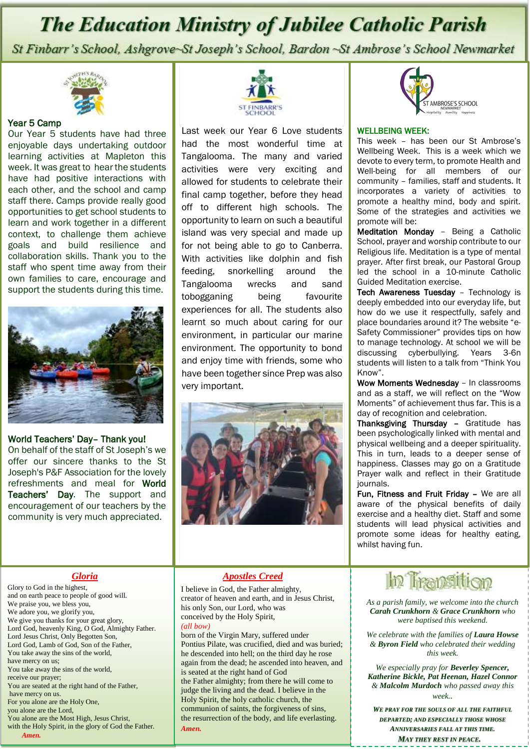# The Education Ministry of Jubilee Catholic Parish

*St Finbarr's School, Ashgrove~St Joseph's School, Bardon ~St Ambrose's School Newmarket*

## Year 5 Camp

Our Year 5 students have had three enjoyable days undertaking outdoor learning activities at Mapleton this week. It was great to hear the students have had positive interactions with each other, and the school and camp staff there. Camps provide really good opportunities to get school students to learn and work together in a different context, to challenge them achieve goals and build resilience and collaboration skills. Thank you to the staff who spent time away from their own families to care, encourage and support the students during this time.

## World Teachers' Day– Thank you!

On behalf of the staff of St Joseph's we offer our sincere thanks to the St Joseph's P&F Association for the lovely refreshments and meal for **World Teachers' Day**. The support and encouragement of our teachers by the community is very much appreciated.

---

Last week our Year 6 Love students had the most wonderful time at Tangalooma. The many and varied activities were very exciting and allowed for students to celebrate their final camp together, before they head off to different high schools. The opportunity to learn on such a beautiful island was very special and made up for not being able to go to Canberra. With activities like dolphin and fish feeding, snorkelling around the Tangalooma wrecks and sand tobogganing being favourite experiences for all. The students also learnt so much about caring for our environment, in particular our marine environment. The opportunity to bond and enjoy time with friends, some who have been together since Prep was also very important.

---

## WELLBEING WEEK:

This week – has been our St Ambrose's Wellbeing Week. This is a week which we devote to every term, to promote Health and Well-being for all members of our community – families, staff and students. It incorporates a variety of activities to promote a healthy mind, body and spirit. Some of the strategies and activities we promote will be:

**Meditation Monday** – Being a Catholic School, prayer and worship contribute to our Religious life. Meditation is a type of mental prayer. After first break, our Pastoral Group led the school in a 10-minute Catholic Guided Meditation exercise.

**Tech Awareness Tuesday** – Technology is deeply embedded into our everyday life, but how do we use it respectfully, safely and place boundaries around it? The website "e-Safety Commissioner" provides tips on how to manage technology. At school we will be discussing cyberbullying. Years 3-6n students will listen to a talk from "Think You Know".

**Wow Moments Wednesday** – In classrooms and as a staff, we will reflect on the "Wow Moments" of achievement thus far. This is a day of recognition and celebration.

**Thanksgiving Thursday** – Gratitude has been psychologically linked with mental and physical wellbeing and a deeper spirituality. This in turn, leads to a deeper sense of happiness. Classes may go on a Gratitude Prayer walk and reflect in their Gratitude journals.

**Fun, Fitness and Fruit Friday** – We are all aware of the physical benefits of daily exercise and a healthy diet. Staff and some students will lead physical activities and promote some ideas for healthy eating, whilst having fun.

---

## *Gloria*

Glory to God in the highest,
and on earth peace to people of good will.
We praise you, we bless you,
We adore you, we glorify you,
We give you thanks for your great glory,
Lord God, heavenly King, O God, Almighty Father.
Lord Jesus Christ, Only Begotten Son,
Lord God, Lamb of God, Son of the Father,
You take away the sins of the world,
have mercy on us;
You take away the sins of the world,
receive our prayer;
You are seated at the right hand of the Father,
have mercy on us.
For you alone are the Holy One,
you alone are the Lord,
You alone are the Most High, Jesus Christ,
with the Holy Spirit, in the glory of God the Father.
*Amen.*

## *Apostles Creed*

I believe in God, the Father almighty,
creator of heaven and earth, and in Jesus Christ,
his only Son, our Lord, who was
conceived by the Holy Spirit,
*(all bow)*
born of the Virgin Mary, suffered under
Pontius Pilate, was crucified, died and was buried;
he descended into hell; on the third day he rose
again from the dead; he ascended into heaven, and
is seated at the right hand of God
the Father almighty; from there he will come to
judge the living and the dead. I believe in the
Holy Spirit, the holy catholic church, the
communion of saints, the forgiveness of sins,
the resurrection of the body, and life everlasting.
*Amen.*

## In Transition

*As a parish family, we welcome into the church **Carah Crunkhorn** & **Grace Crunkhorn** who were baptised this weekend.*

*We celebrate with the families of **Laura Howse** & **Byron Field** who celebrated their wedding this week.*

*We especially pray for **Beverley Spencer, Katherine Bickle, Pat Heenan, Hazel Connor** & **Malcolm Murdoch** who passed away this week..*

***WE PRAY FOR THE SOULS OF ALL THE FAITHFUL DEPARTED; AND ESPECIALLY THOSE WHOSE ANNIVERSARIES FALL AT THIS TIME. MAY THEY REST IN PEACE.***